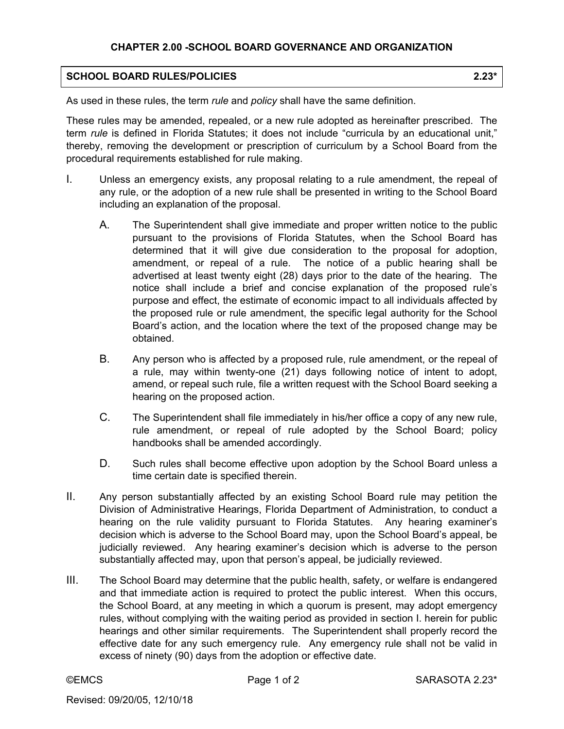## CHAPTER 2.00 -SCHOOL BOARD GOVERNANCE AND ORGANIZATION

### SCHOOL BOARD RULES/POLICIES 2.23*

As used in these rules, the term *rule* and *policy* shall have the same definition.

These rules may be amended, repealed, or a new rule adopted as hereinafter prescribed. The term *rule* is defined in Florida Statutes; it does not include "curricula by an educational unit," thereby, removing the development or prescription of curriculum by a School Board from the procedural requirements established for rule making.

I. Unless an emergency exists, any proposal relating to a rule amendment, the repeal of any rule, or the adoption of a new rule shall be presented in writing to the School Board including an explanation of the proposal.

   A. The Superintendent shall give immediate and proper written notice to the public pursuant to the provisions of Florida Statutes, when the School Board has determined that it will give due consideration to the proposal for adoption, amendment, or repeal of a rule. The notice of a public hearing shall be advertised at least twenty eight (28) days prior to the date of the hearing. The notice shall include a brief and concise explanation of the proposed rule's purpose and effect, the estimate of economic impact to all individuals affected by the proposed rule or rule amendment, the specific legal authority for the School Board's action, and the location where the text of the proposed change may be obtained.

   B. Any person who is affected by a proposed rule, rule amendment, or the repeal of a rule, may within twenty-one (21) days following notice of intent to adopt, amend, or repeal such rule, file a written request with the School Board seeking a hearing on the proposed action.

   C. The Superintendent shall file immediately in his/her office a copy of any new rule, rule amendment, or repeal of rule adopted by the School Board; policy handbooks shall be amended accordingly.

   D. Such rules shall become effective upon adoption by the School Board unless a time certain date is specified therein.

II. Any person substantially affected by an existing School Board rule may petition the Division of Administrative Hearings, Florida Department of Administration, to conduct a hearing on the rule validity pursuant to Florida Statutes. Any hearing examiner's decision which is adverse to the School Board may, upon the School Board's appeal, be judicially reviewed. Any hearing examiner's decision which is adverse to the person substantially affected may, upon that person's appeal, be judicially reviewed.

III. The School Board may determine that the public health, safety, or welfare is endangered and that immediate action is required to protect the public interest. When this occurs, the School Board, at any meeting in which a quorum is present, may adopt emergency rules, without complying with the waiting period as provided in section I. herein for public hearings and other similar requirements. The Superintendent shall properly record the effective date for any such emergency rule. Any emergency rule shall not be valid in excess of ninety (90) days from the adoption or effective date.

Revised: 09/20/05, 12/10/18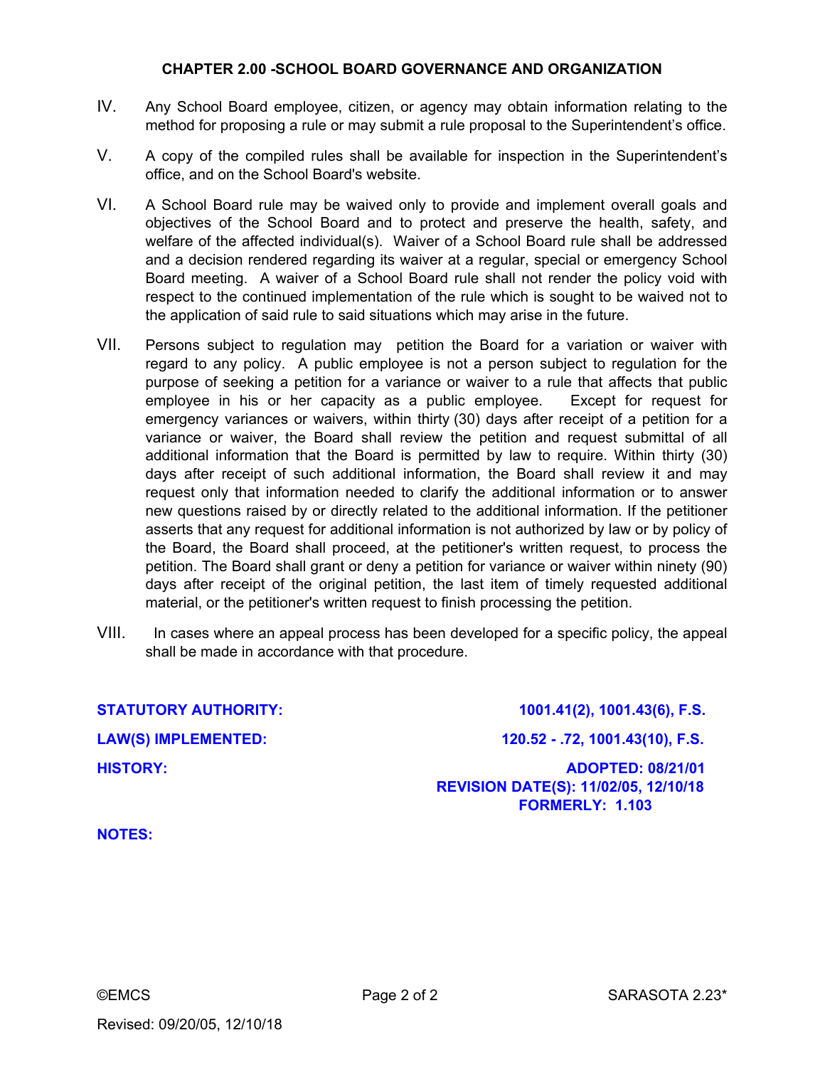IV. Any School Board employee, citizen, or agency may obtain information relating to the method for proposing a rule or may submit a rule proposal to the Superintendent's office.

V. A copy of the compiled rules shall be available for inspection in the Superintendent's office, and on the School Board's website.

VI. A School Board rule may be waived only to provide and implement overall goals and objectives of the School Board and to protect and preserve the health, safety, and welfare of the affected individual(s). Waiver of a School Board rule shall be addressed and a decision rendered regarding its waiver at a regular, special or emergency School Board meeting. A waiver of a School Board rule shall not render the policy void with respect to the continued implementation of the rule which is sought to be waived not to the application of said rule to said situations which may arise in the future.

VII. Persons subject to regulation may petition the Board for a variation or waiver with regard to any policy. A public employee is not a person subject to regulation for the purpose of seeking a petition for a variance or waiver to a rule that affects that public employee in his or her capacity as a public employee. Except for request for emergency variances or waivers, within thirty (30) days after receipt of a petition for a variance or waiver, the Board shall review the petition and request submittal of all additional information that the Board is permitted by law to require. Within thirty (30) days after receipt of such additional information, the Board shall review it and may request only that information needed to clarify the additional information or to answer new questions raised by or directly related to the additional information. If the petitioner asserts that any request for additional information is not authorized by law or by policy of the Board, the Board shall proceed, at the petitioner's written request, to process the petition. The Board shall grant or deny a petition for variance or waiver within ninety (90) days after receipt of the original petition, the last item of timely requested additional material, or the petitioner's written request to finish processing the petition.

VIII. In cases where an appeal process has been developed for a specific policy, the appeal shall be made in accordance with that procedure.

**STATUTORY AUTHORITY:** **1001.41(2), 1001.43(6), F.S.**

**LAW(S) IMPLEMENTED:** **120.52 - .72, 1001.43(10), F.S.**

**HISTORY:** **ADOPTED: 08/21/01**
**REVISION DATE(S): 11/02/05, 12/10/18**
**FORMERLY: 1.103**

**NOTES:**

©EMCS SARASOTA 2.23*

Revised: 09/20/05, 12/10/18